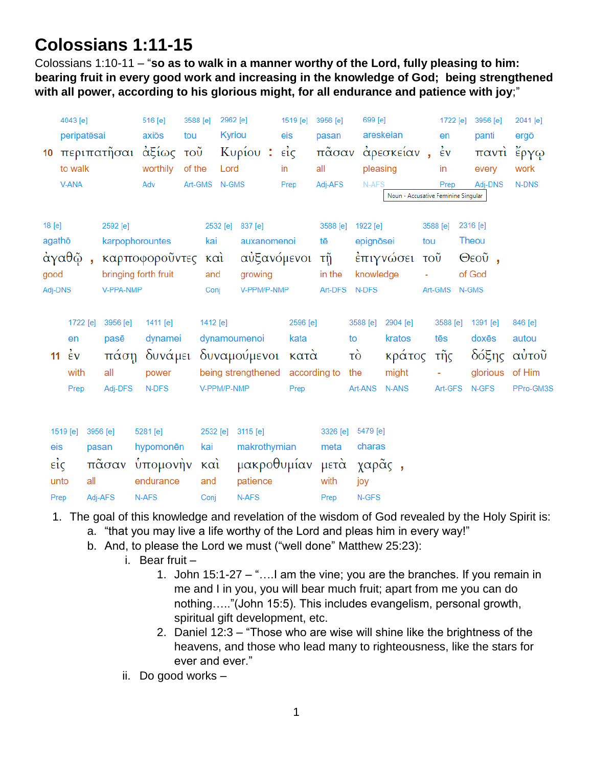# Colossians 1:11-15

Colossians 1:10-11 – “**so as to walk in a manner worthy of the Lord, fully pleasing to him: bearing fruit in every good work and increasing in the knowledge of God; being strengthened with all power, according to his glorious might, for all endurance and patience with joy**;”

| | 4043 [e] | 516 [e] | 3588 [e] | 2962 [e] | | 1519 [e] | 3956 [e] | 699 [e] | | 1722 [e] | 3956 [e] | 2041 [e] |
|---|---|---|---|---|---|---|---|---|---|---|---|---|
| | peripatēsai | axiōs | tou | Kyriou | | eis | pasan | areskeian | | en | panti | ergō |
| **10** | περιπατῆσαι | ἀξίως | τοῦ | Κυρίου | : | εἰς | πᾶσαν | ἀρεσκείαν | , | ἐν | παντὶ | ἔργῳ |
| | to walk | worthily | of the | Lord | | in | all | pleasing | | in | every | work |
| | V-ANA | Adv | Art-GMS | N-GMS | | Prep | Adj-AFS | N-AFS | | Prep | Adj-DNS | N-DNS |

Noun - Accusative Feminine Singular

| 18 [e] | | 2592 [e] | 2532 [e] | 837 [e] | 3588 [e] | 1922 [e] | 3588 [e] | 2316 [e] | |
|---|---|---|---|---|---|---|---|---|---|
| agathō | | karpophorountes | kai | auxanomenoi | tē | epignōsei | tou | Theou | |
| ἀγαθῷ | , | καρποφοροῦντες | καὶ | αὐξανόμενοι | τῇ | ἐπιγνώσει | τοῦ | Θεοῦ | , |
| good | | bringing forth fruit | and | growing | in the | knowledge | - | of God | |
| Adj-DNS | | V-PPA-NMP | Conj | V-PPM/P-NMP | Art-DFS | N-DFS | Art-GMS | N-GMS | |

| | 1722 [e] | 3956 [e] | 1411 [e] | 1412 [e] | 2596 [e] | 3588 [e] | 2904 [e] | 3588 [e] | 1391 [e] | 846 [e] |
|---|---|---|---|---|---|---|---|---|---|---|
| | en | pasē | dynamei | dynamoumenoi | kata | to | kratos | tēs | doxēs | autou |
| **11** | ἐν | πάσῃ | δυνάμει | δυναμούμενοι | κατὰ | τὸ | κράτος | τῆς | δόξης | αὐτοῦ |
| | with | all | power | being strengthened | according to | the | might | - | glorious | of Him |
| | Prep | Adj-DFS | N-DFS | V-PPM/P-NMP | Prep | Art-ANS | N-ANS | Art-GFS | N-GFS | PPro-GM3S |

| 1519 [e] | 3956 [e] | 5281 [e] | 2532 [e] | 3115 [e] | 3326 [e] | 5479 [e] | |
|---|---|---|---|---|---|---|---|
| eis | pasan | hypomonēn | kai | makrothymian | meta | charas | |
| εἰς | πᾶσαν | ὑπομονὴν | καὶ | μακροθυμίαν | μετὰ | χαρᾶς | , |
| unto | all | endurance | and | patience | with | joy | |
| Prep | Adj-AFS | N-AFS | Conj | N-AFS | Prep | N-GFS | |

1. The goal of this knowledge and revelation of the wisdom of God revealed by the Holy Spirit is:
   a. “that you may live a life worthy of the Lord and pleas him in every way!”
   b. And, to please the Lord we must (“well done” Matthew 25:23):
      i. Bear fruit –
         1. John 15:1-27 – “….I am the vine; you are the branches. If you remain in me and I in you, you will bear much fruit; apart from me you can do nothing…..”(John 15:5). This includes evangelism, personal growth, spiritual gift development, etc.
         2. Daniel 12:3 – “Those who are wise will shine like the brightness of the heavens, and those who lead many to righteousness, like the stars for ever and ever.”
      ii. Do good works –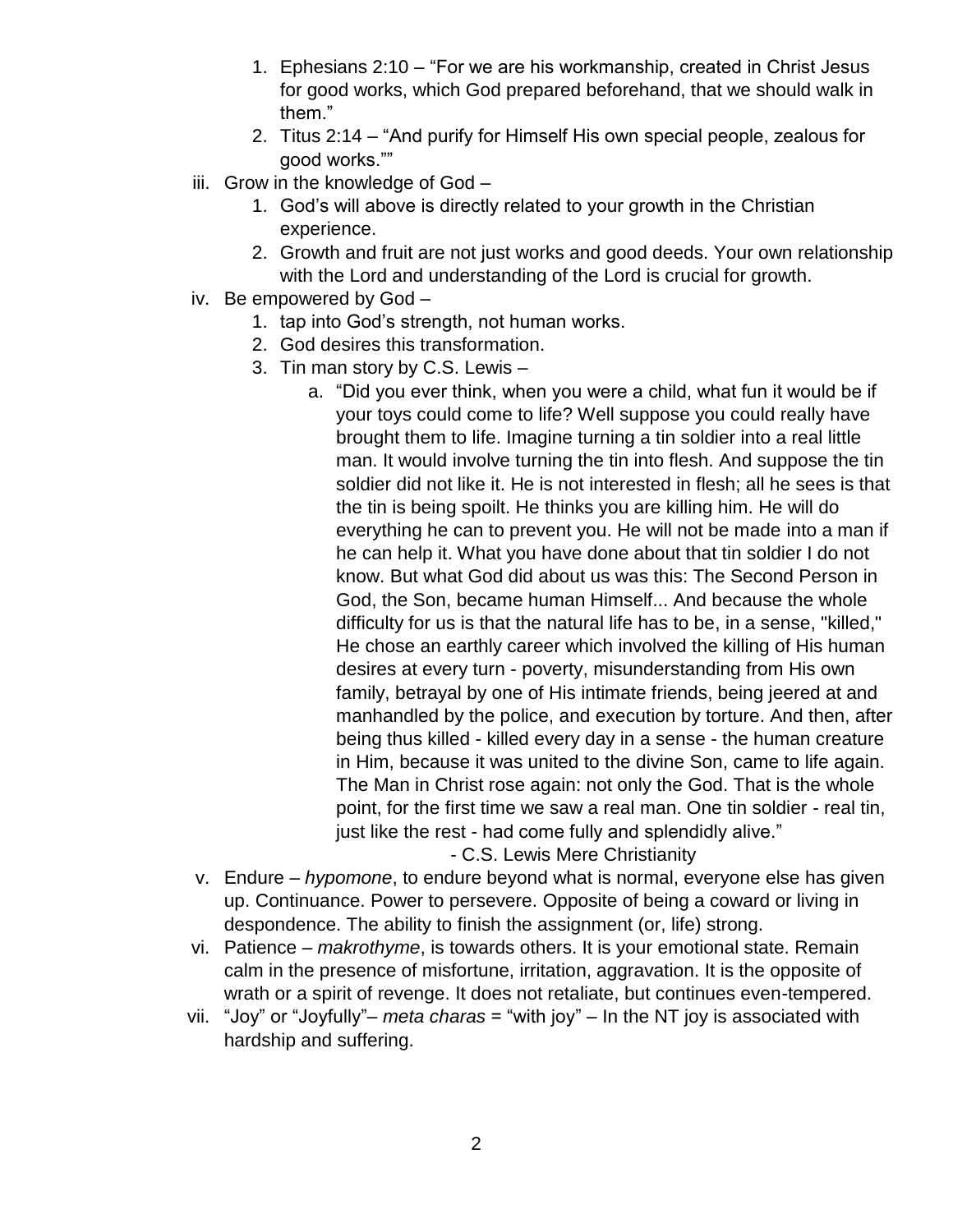1. Ephesians 2:10 – "For we are his workmanship, created in Christ Jesus for good works, which God prepared beforehand, that we should walk in them."
2. Titus 2:14 – "And purify for Himself His own special people, zealous for good works.""

iii. Grow in the knowledge of God –
1. God's will above is directly related to your growth in the Christian experience.
2. Growth and fruit are not just works and good deeds. Your own relationship with the Lord and understanding of the Lord is crucial for growth.

iv. Be empowered by God –
1. tap into God's strength, not human works.
2. God desires this transformation.
3. Tin man story by C.S. Lewis –
   a. "Did you ever think, when you were a child, what fun it would be if your toys could come to life? Well suppose you could really have brought them to life. Imagine turning a tin soldier into a real little man. It would involve turning the tin into flesh. And suppose the tin soldier did not like it. He is not interested in flesh; all he sees is that the tin is being spoilt. He thinks you are killing him. He will do everything he can to prevent you. He will not be made into a man if he can help it. What you have done about that tin soldier I do not know. But what God did about us was this: The Second Person in God, the Son, became human Himself... And because the whole difficulty for us is that the natural life has to be, in a sense, "killed," He chose an earthly career which involved the killing of His human desires at every turn - poverty, misunderstanding from His own family, betrayal by one of His intimate friends, being jeered at and manhandled by the police, and execution by torture. And then, after being thus killed - killed every day in a sense - the human creature in Him, because it was united to the divine Son, came to life again. The Man in Christ rose again: not only the God. That is the whole point, for the first time we saw a real man. One tin soldier - real tin, just like the rest - had come fully and splendidly alive."

   \- C.S. Lewis Mere Christianity

v. Endure – *hypomone*, to endure beyond what is normal, everyone else has given up. Continuance. Power to persevere. Opposite of being a coward or living in despondence. The ability to finish the assignment (or, life) strong.

vi. Patience – *makrothyme*, is towards others. It is your emotional state. Remain calm in the presence of misfortune, irritation, aggravation. It is the opposite of wrath or a spirit of revenge. It does not retaliate, but continues even-tempered.

vii. "Joy" or "Joyfully"– *meta charas* = "with joy" – In the NT joy is associated with hardship and suffering.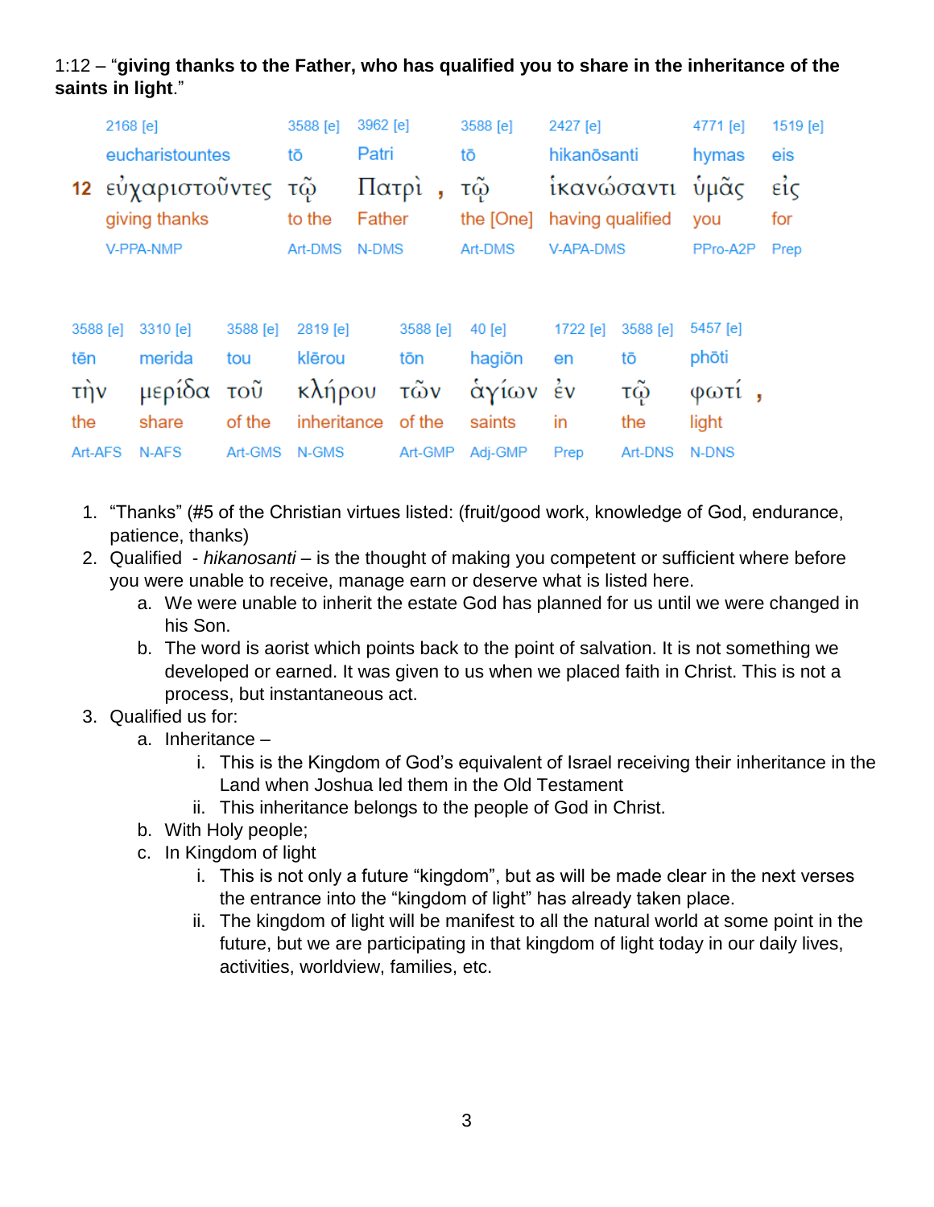1:12 – "**giving thanks to the Father, who has qualified you to share in the inheritance of the saints in light**."

| | 2168 [e] | 3588 [e] | 3962 [e] | | 3588 [e] | 2427 [e] | 4771 [e] | 1519 [e] |
|---|---|---|---|---|---|---|---|---|
| | eucharistountes | tō | Patri | | tō | hikanōsanti | hymas | eis |
| 12 | εὐχαριστοῦντες | τῷ | Πατρὶ | , | τῷ | ἱκανώσαντι | ὑμᾶς | εἰς |
| | giving thanks | to the | Father | | the [One] | having qualified | you | for |
| | V-PPA-NMP | Art-DMS | N-DMS | | Art-DMS | V-APA-DMS | PPro-A2P | Prep |

| 3588 [e] | 3310 [e] | 3588 [e] | 2819 [e] | 3588 [e] | 40 [e] | 1722 [e] | 3588 [e] | 5457 [e] | |
|---|---|---|---|---|---|---|---|---|---|
| tēn | merida | tou | klērou | tōn | hagiōn | en | tō | phōti | |
| τὴν | μερίδα | τοῦ | κλήρου | τῶν | ἁγίων | ἐν | τῷ | φωτί | , |
| the | share | of the | inheritance | of the | saints | in | the | light | |
| Art-AFS | N-AFS | Art-GMS | N-GMS | Art-GMP | Adj-GMP | Prep | Art-DNS | N-DNS | |

1. "Thanks" (#5 of the Christian virtues listed: (fruit/good work, knowledge of God, endurance, patience, thanks)
2. Qualified - *hikanosanti* – is the thought of making you competent or sufficient where before you were unable to receive, manage earn or deserve what is listed here.
   a. We were unable to inherit the estate God has planned for us until we were changed in his Son.
   b. The word is aorist which points back to the point of salvation. It is not something we developed or earned. It was given to us when we placed faith in Christ. This is not a process, but instantaneous act.
3. Qualified us for:
   a. Inheritance –
      i. This is the Kingdom of God's equivalent of Israel receiving their inheritance in the Land when Joshua led them in the Old Testament
      ii. This inheritance belongs to the people of God in Christ.
   b. With Holy people;
   c. In Kingdom of light
      i. This is not only a future "kingdom", but as will be made clear in the next verses the entrance into the "kingdom of light" has already taken place.
      ii. The kingdom of light will be manifest to all the natural world at some point in the future, but we are participating in that kingdom of light today in our daily lives, activities, worldview, families, etc.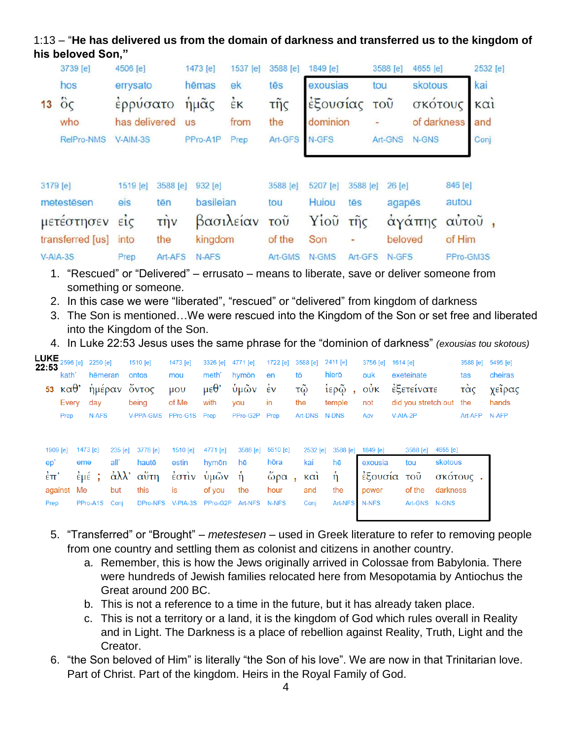1:13 – "**He has delivered us from the domain of darkness and transferred us to the kingdom of his beloved Son,**"

| | 3739 [e] | 4506 [e] | 1473 [e] | 1537 [e] | 3588 [e] | 1849 [e] | 3588 [e] | 4655 [e] | 2532 [e] |
|---|---|---|---|---|---|---|---|---|---|
| | hos | errysato | hēmas | ek | tēs | exousias | tou | skotous | kai |
| 13 | ὃς | ἐρρύσατο | ἡμᾶς | ἐκ | τῆς | ἐξουσίας | τοῦ | σκότους | καὶ |
| | who | has delivered | us | from | the | dominion | - | of darkness | and |
| | RelPro-NMS | V-AIM-3S | PPro-A1P | Prep | Art-GFS | N-GFS | Art-GNS | N-GNS | Conj |

| 3179 [e] | 1519 [e] | 3588 [e] | 932 [e] | 3588 [e] | 5207 [e] | 3588 [e] | 26 [e] | 846 [e] |
|---|---|---|---|---|---|---|---|---|
| metestēsen | eis | tēn | basileian | tou | Huiou | tēs | agapēs | autou |
| μετέστησεν | εἰς | τὴν | βασιλείαν | τοῦ | Υἱοῦ | τῆς | ἀγάπης | αὐτοῦ , |
| transferred [us] | into | the | kingdom | of the | Son | - | beloved | of Him |
| V-AIA-3S | Prep | Art-AFS | N-AFS | Art-GMS | N-GMS | Art-GFS | N-GFS | PPro-GM3S |

1. "Rescued" or "Delivered" – errusato – means to liberate, save or deliver someone from something or someone.
2. In this case we were "liberated", "rescued" or "delivered" from kingdom of darkness
3. The Son is mentioned…We were rescued into the Kingdom of the Son or set free and liberated into the Kingdom of the Son.
4. In Luke 22:53 Jesus uses the same phrase for the "dominion of darkness" *(exousias tou skotous)*

**LUKE 22:53**

| | 2596 [e] | 2250 [e] | 1510 [e] | 1473 [e] | 3326 [e] | 4771 [e] | 1722 [e] | 3588 [e] | 2411 [e] | 3756 [e] | 1614 [e] | 3588 [e] | 5495 [e] |
|---|---|---|---|---|---|---|---|---|---|---|---|---|---|
| | kath' | hēmeran | ontos | mou | meth' | hymōn | en | tō | hierō | ouk | exeteinate | tas | cheiras |
| 53 | καθ' | ἡμέραν | ὄντος | μου | μεθ' | ὑμῶν | ἐν | τῷ | ἱερῷ , | οὐκ | ἐξετείνατε | τὰς | χεῖρας |
| | Every | day | being | of Me | with | you | in | the | temple | not | did you stretch out | the | hands |
| | Prep | N-AFS | V-PPA-GMS | PPro-G1S | Prep | PPro-G2P | Prep | Art-DNS | N-DNS | Adv | V-AIA-2P | Art-AFP | N-AFP |

| 1909 [e] | 1473 [e] | 235 [e] | 3778 [e] | 1510 [e] | 4771 [e] | 3588 [e] | 5610 [e] | 2532 [e] | 3588 [e] | 1849 [e] | 3588 [e] | 4655 [e] |
|---|---|---|---|---|---|---|---|---|---|---|---|---|
| ep' | eme | all' | hautē | estin | hymōn | hē | hōra | kai | hē | exousia | tou | skotous |
| ἐπ' | ἐμέ ; | ἀλλ' | αὕτη | ἐστὶν | ὑμῶν | ἡ | ὥρα , | καὶ | ἡ | ἐξουσία | τοῦ | σκότους . |
| against | Me | but | this | is | of you | the | hour | and | the | power | of the | darkness |
| Prep | PPro-A1S | Conj | DPro-NFS | V-PIA-3S | PPro-G2P | Art-NFS | N-NFS | Conj | Art-NFS | N-NFS | Art-GNS | N-GNS |

5. "Transferred" or "Brought" – *metestesen* – used in Greek literature to refer to removing people from one country and settling them as colonist and citizens in another country.
   a. Remember, this is how the Jews originally arrived in Colossae from Babylonia. There were hundreds of Jewish families relocated here from Mesopotamia by Antiochus the Great around 200 BC.
   b. This is not a reference to a time in the future, but it has already taken place.
   c. This is not a territory or a land, it is the kingdom of God which rules overall in Reality and in Light. The Darkness is a place of rebellion against Reality, Truth, Light and the Creator.
6. "the Son beloved of Him" is literally "the Son of his love". We are now in that Trinitarian love. Part of Christ. Part of the kingdom. Heirs in the Royal Family of God.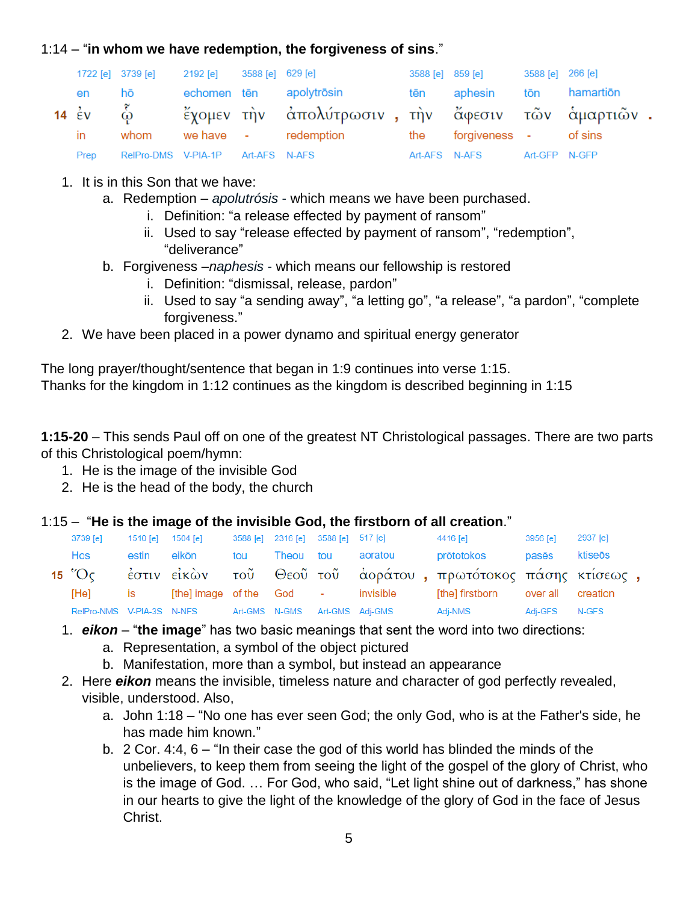1:14 – “**in whom we have redemption, the forgiveness of sins**.”

| | 1722 [e] | 3739 [e] | 2192 [e] | 3588 [e] | 629 [e] | | 3588 [e] | 859 [e] | 3588 [e] | 266 [e] | |
|---|---|---|---|---|---|---|---|---|---|---|---|
| | en | hō | echomen | tēn | apolytrōsin | | tēn | aphesin | tōn | hamartiōn | |
| 14 | ἐν | ᾧ | ἔχομεν | τὴν | ἀπολύτρωσιν | , | τὴν | ἄφεσιν | τῶν | ἁμαρτιῶν | . |
| | in | whom | we have | - | redemption | | the | forgiveness | - | of sins | |
| | Prep | RelPro-DMS | V-PIA-1P | Art-AFS | N-AFS | | Art-AFS | N-AFS | Art-GFP | N-GFP | |

1. It is in this Son that we have:
    a. Redemption – *apolutrósis* - which means we have been purchased.
        i. Definition: “a release effected by payment of ransom”
        ii. Used to say “release effected by payment of ransom”, “redemption”, “deliverance”
    b. Forgiveness –*naphesis* - which means our fellowship is restored
        i. Definition: “dismissal, release, pardon”
        ii. Used to say “a sending away”, “a letting go”, “a release”, “a pardon”, “complete forgiveness.”
2. We have been placed in a power dynamo and spiritual energy generator

The long prayer/thought/sentence that began in 1:9 continues into verse 1:15.
Thanks for the kingdom in 1:12 continues as the kingdom is described beginning in 1:15

**1:15-20** – This sends Paul off on one of the greatest NT Christological passages. There are two parts of this Christological poem/hymn:

1. He is the image of the invisible God
2. He is the head of the body, the church

1:15 – “**He is the image of the invisible God, the firstborn of all creation**.”

| | 3739 [e] | 1510 [e] | 1504 [e] | 3588 [e] | 2316 [e] | 3588 [e] | 517 [e] | | 4416 [e] | 3956 [e] | 2937 [e] | |
|---|---|---|---|---|---|---|---|---|---|---|---|---|
| | Hos | estin | eikōn | tou | Theou | tou | aoratou | | prōtotokos | pasēs | ktiseōs | |
| 15 | Ὅς | ἐστιν | εἰκὼν | τοῦ | Θεοῦ | τοῦ | ἀοράτου | , | πρωτότοκος | πάσης | κτίσεως | , |
| | [He] | is | [the] image | of the | God | - | invisible | | [the] firstborn | over all | creation | |
| | RelPro-NMS | V-PIA-3S | N-NFS | Art-GMS | N-GMS | Art-GMS | Adj-GMS | | Adj-NMS | Adj-GFS | N-GFS | |

1. ***eikon*** – “**the image**” has two basic meanings that sent the word into two directions:
    a. Representation, a symbol of the object pictured
    b. Manifestation, more than a symbol, but instead an appearance
2. Here ***eikon*** means the invisible, timeless nature and character of god perfectly revealed, visible, understood. Also,
    a. John 1:18 – “No one has ever seen God; the only God, who is at the Father's side, he has made him known.”
    b. 2 Cor. 4:4, 6 – “In their case the god of this world has blinded the minds of the unbelievers, to keep them from seeing the light of the gospel of the glory of Christ, who is the image of God. … For God, who said, “Let light shine out of darkness,” has shone in our hearts to give the light of the knowledge of the glory of God in the face of Jesus Christ.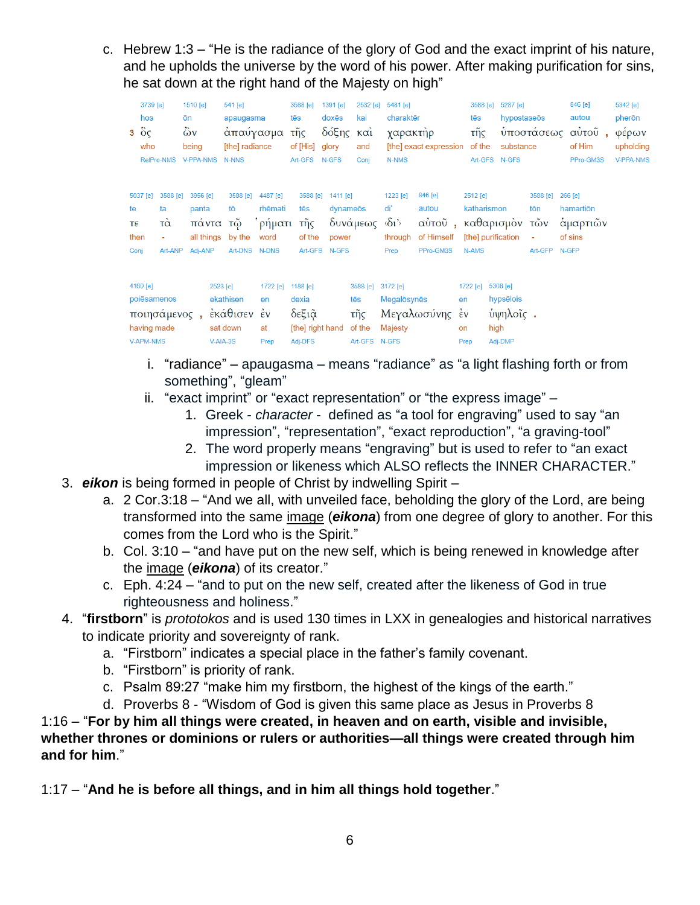c. Hebrew 1:3 – "He is the radiance of the glory of God and the exact imprint of his nature, and he upholds the universe by the word of his power. After making purification for sins, he sat down at the right hand of the Majesty on high"

| 3739 [e] | 1510 [e] | 541 [e] | 3588 [e] | 1391 [e] | 2532 [e] | 5481 [e] | 3588 [e] | 5287 [e] | 846 [e] | 5342 [e] |
|---|---|---|---|---|---|---|---|---|---|---|
| hos | ōn | apaugasma | tēs | doxēs | kai | charaktēr | tēs | hypostaseōs | autou | pherōn |
| 3 ὃς | ὢν | ἀπαύγασμα | τῆς | δόξης | καὶ | χαρακτὴρ | τῆς | ὑποστάσεως | αὐτοῦ , | φέρων |
| who | being | [the] radiance | of [His] | glory | and | [the] exact expression | of the | substance | of Him | upholding |
| RelPro-NMS | V-PPA-NMS | N-NNS | Art-GFS | N-GFS | Conj | N-NMS | Art-GFS | N-GFS | PPro-GM3S | V-PPA-NMS |

| 5037 [e] | 3588 [e] | 3956 [e] | 3588 [e] | 4487 [e] | 3588 [e] | 1411 [e] | 1223 [e] | 846 [e] | 2512 [e] | 3588 [e] | 266 [e] |
|---|---|---|---|---|---|---|---|---|---|---|---|
| te | ta | panta | tō | rhēmati | tēs | dynameōs | di' | autou | katharismon | tōn | hamartiōn |
| τε | τὰ | πάντα | τῷ | ῥήματι | τῆς | δυνάμεως | ‹δι'› | αὐτοῦ , | καθαρισμὸν | τῶν | ἁμαρτιῶν |
| then | - | all things | by the | word | of the | power | through | of Himself | [the] purification | - | of sins |
| Conj | Art-ANP | Adj-ANP | Art-DNS | N-DNS | Art-GFS | N-GFS | Prep | PPro-GM3S | N-AMS | Art-GFP | N-GFP |

| 4160 [e] | 2523 [e] | 1722 [e] | 1188 [e] | 3588 [e] | 3172 [e] | 1722 [e] | 5308 [e] |
|---|---|---|---|---|---|---|---|
| poiēsamenos | ekathisen | en | dexia | tēs | Megalōsynēs | en | hypsēlois |
| ποιησάμενος , | ἐκάθισεν | ἐν | δεξιᾷ | τῆς | Μεγαλωσύνης | ἐν | ὑψηλοῖς . |
| having made | sat down | at | [the] right hand | of the | Majesty | on | high |
| V-APM-NMS | V-AIA-3S | Prep | Adj-DFS | Art-GFS | N-GFS | Prep | Adj-DMP |

i. "radiance" – apaugasma – means "radiance" as "a light flashing forth or from something", "gleam"

ii. "exact imprint" or "exact representation" or "the express image" –

1. Greek - *character* - defined as "a tool for engraving" used to say "an impression", "representation", "exact reproduction", "a graving-tool"
2. The word properly means "engraving" but is used to refer to "an exact impression or likeness which ALSO reflects the INNER CHARACTER."

3. ***eikon*** is being formed in people of Christ by indwelling Spirit –
   a. 2 Cor.3:18 – "And we all, with unveiled face, beholding the glory of the Lord, are being transformed into the same image (***eikona***) from one degree of glory to another. For this comes from the Lord who is the Spirit."
   b. Col. 3:10 – "and have put on the new self, which is being renewed in knowledge after the image (***eikona***) of its creator."
   c. Eph. 4:24 – "and to put on the new self, created after the likeness of God in true righteousness and holiness."
4. "**firstborn**" is *prototokos* and is used 130 times in LXX in genealogies and historical narratives to indicate priority and sovereignty of rank.
   a. "Firstborn" indicates a special place in the father's family covenant.
   b. "Firstborn" is priority of rank.
   c. Psalm 89:27 "make him my firstborn, the highest of the kings of the earth."
   d. Proverbs 8 - "Wisdom of God is given this same place as Jesus in Proverbs 8

1:16 – "**For by him all things were created, in heaven and on earth, visible and invisible, whether thrones or dominions or rulers or authorities—all things were created through him and for him**."

1:17 – "**And he is before all things, and in him all things hold together**."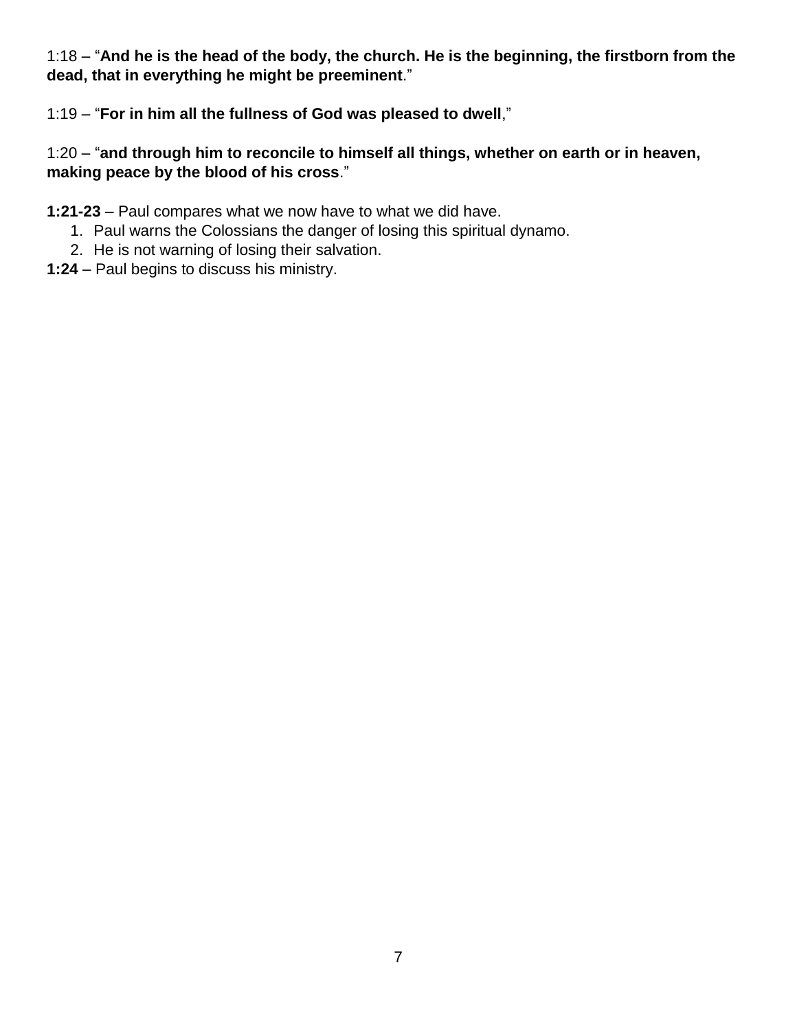1:18 – "**And he is the head of the body, the church. He is the beginning, the firstborn from the dead, that in everything he might be preeminent**."

1:19 – "**For in him all the fullness of God was pleased to dwell**,"

1:20 – "**and through him to reconcile to himself all things, whether on earth or in heaven, making peace by the blood of his cross**."

**1:21-23** – Paul compares what we now have to what we did have.

1. Paul warns the Colossians the danger of losing this spiritual dynamo.
2. He is not warning of losing their salvation.

**1:24** – Paul begins to discuss his ministry.